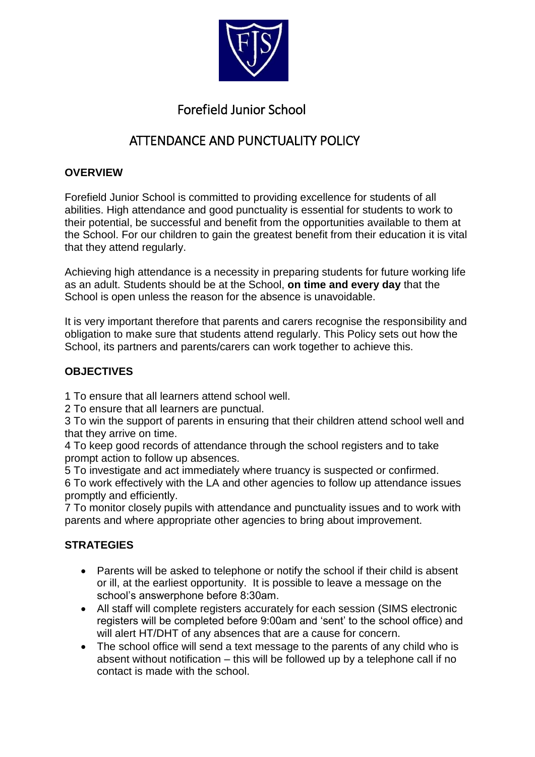# Forefield Junior School

## ATTENDANCE AND PUNCTUALITY POLICY

### OVERVIEW

Forefield Junior School is committed to providing excellence for students of all abilities. High attendance and good punctuality is essential for students to work to their potential, be successful and benefit from the opportunities available to them at the School. For our children to gain the greatest benefit from their education it is vital that they attend regularly.

Achieving high attendance is a necessity in preparing students for future working life as an adult. Students should be at the School, **on time and every day** that the School is open unless the reason for the absence is unavoidable.

It is very important therefore that parents and carers recognise the responsibility and obligation to make sure that students attend regularly. This Policy sets out how the School, its partners and parents/carers can work together to achieve this.

### OBJECTIVES

1 To ensure that all learners attend school well.
2 To ensure that all learners are punctual.
3 To win the support of parents in ensuring that their children attend school well and that they arrive on time.
4 To keep good records of attendance through the school registers and to take prompt action to follow up absences.
5 To investigate and act immediately where truancy is suspected or confirmed.
6 To work effectively with the LA and other agencies to follow up attendance issues promptly and efficiently.
7 To monitor closely pupils with attendance and punctuality issues and to work with parents and where appropriate other agencies to bring about improvement.

### STRATEGIES

- Parents will be asked to telephone or notify the school if their child is absent or ill, at the earliest opportunity. It is possible to leave a message on the school's answerphone before 8:30am.
- All staff will complete registers accurately for each session (SIMS electronic registers will be completed before 9:00am and 'sent' to the school office) and will alert HT/DHT of any absences that are a cause for concern.
- The school office will send a text message to the parents of any child who is absent without notification – this will be followed up by a telephone call if no contact is made with the school.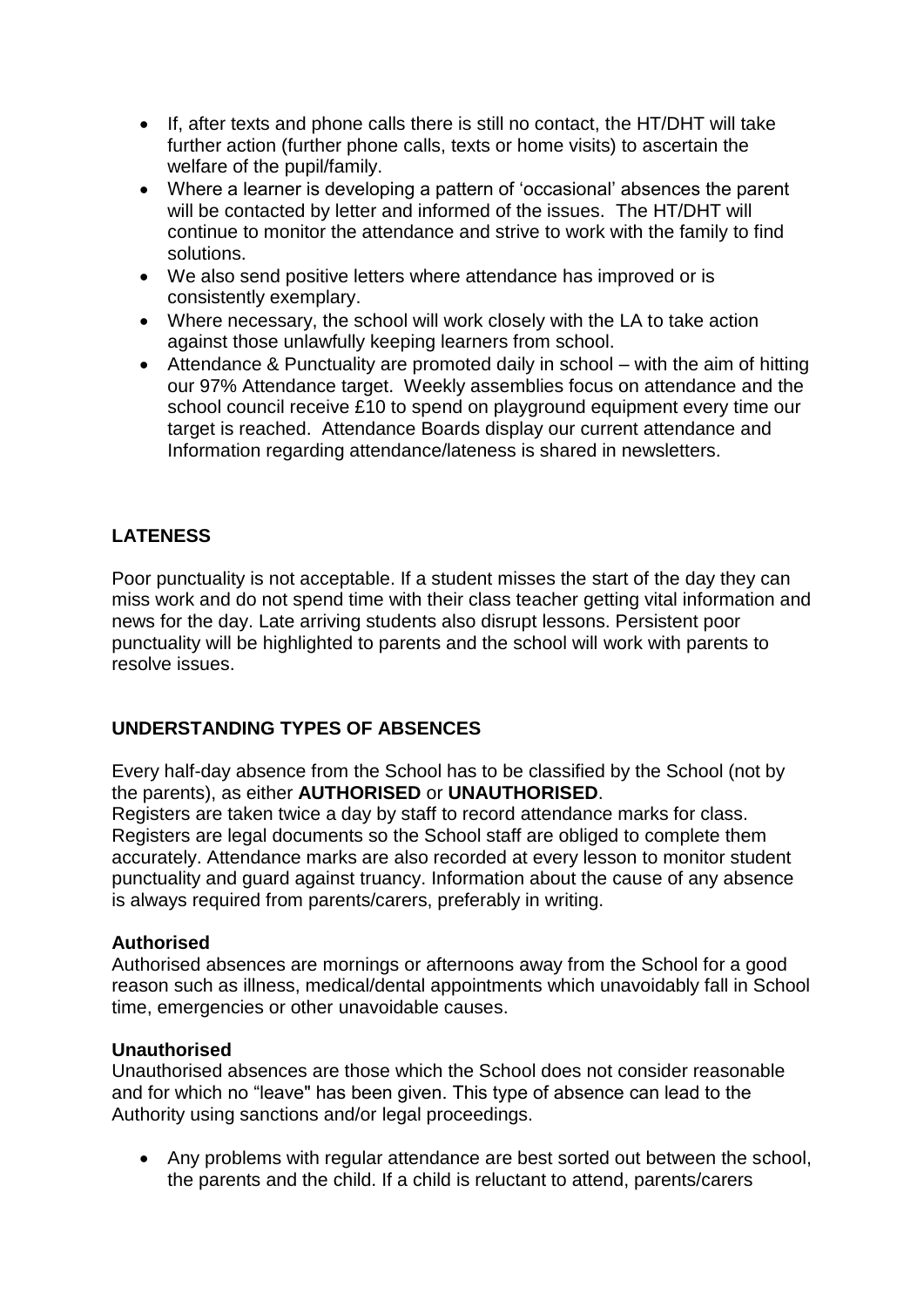- If, after texts and phone calls there is still no contact, the HT/DHT will take further action (further phone calls, texts or home visits) to ascertain the welfare of the pupil/family.
- Where a learner is developing a pattern of 'occasional' absences the parent will be contacted by letter and informed of the issues. The HT/DHT will continue to monitor the attendance and strive to work with the family to find solutions.
- We also send positive letters where attendance has improved or is consistently exemplary.
- Where necessary, the school will work closely with the LA to take action against those unlawfully keeping learners from school.
- Attendance & Punctuality are promoted daily in school – with the aim of hitting our 97% Attendance target. Weekly assemblies focus on attendance and the school council receive £10 to spend on playground equipment every time our target is reached. Attendance Boards display our current attendance and Information regarding attendance/lateness is shared in newsletters.

## LATENESS

Poor punctuality is not acceptable. If a student misses the start of the day they can miss work and do not spend time with their class teacher getting vital information and news for the day. Late arriving students also disrupt lessons. Persistent poor punctuality will be highlighted to parents and the school will work with parents to resolve issues.

## UNDERSTANDING TYPES OF ABSENCES

Every half-day absence from the School has to be classified by the School (not by the parents), as either **AUTHORISED** or **UNAUTHORISED**.
Registers are taken twice a day by staff to record attendance marks for class. Registers are legal documents so the School staff are obliged to complete them accurately. Attendance marks are also recorded at every lesson to monitor student punctuality and guard against truancy. Information about the cause of any absence is always required from parents/carers, preferably in writing.

### Authorised

Authorised absences are mornings or afternoons away from the School for a good reason such as illness, medical/dental appointments which unavoidably fall in School time, emergencies or other unavoidable causes.

### Unauthorised

Unauthorised absences are those which the School does not consider reasonable and for which no "leave" has been given. This type of absence can lead to the Authority using sanctions and/or legal proceedings.

- Any problems with regular attendance are best sorted out between the school, the parents and the child. If a child is reluctant to attend, parents/carers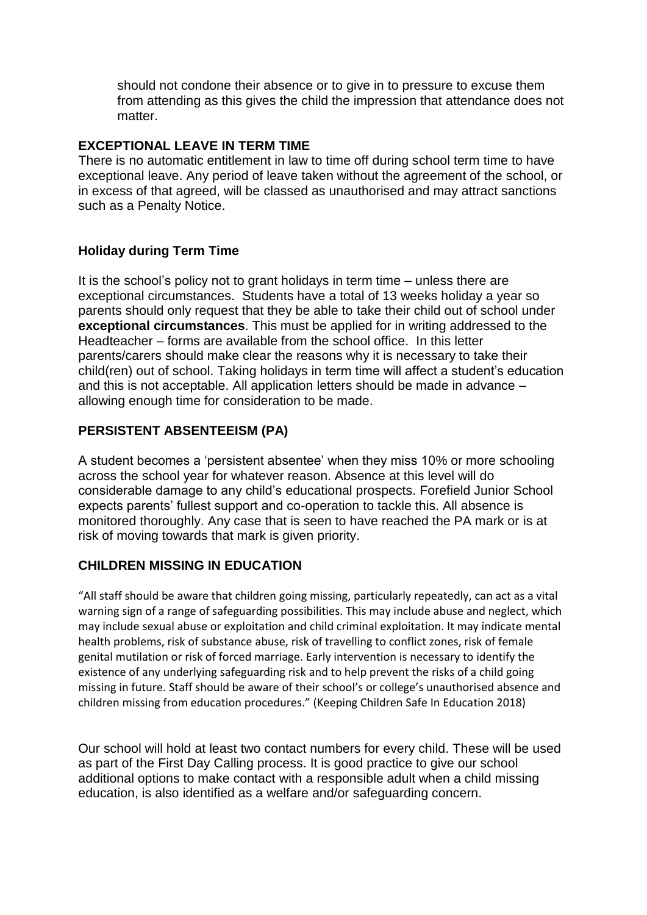should not condone their absence or to give in to pressure to excuse them from attending as this gives the child the impression that attendance does not matter.

## EXCEPTIONAL LEAVE IN TERM TIME

There is no automatic entitlement in law to time off during school term time to have exceptional leave. Any period of leave taken without the agreement of the school, or in excess of that agreed, will be classed as unauthorised and may attract sanctions such as a Penalty Notice.

### Holiday during Term Time

It is the school's policy not to grant holidays in term time – unless there are exceptional circumstances. Students have a total of 13 weeks holiday a year so parents should only request that they be able to take their child out of school under **exceptional circumstances**. This must be applied for in writing addressed to the Headteacher – forms are available from the school office. In this letter parents/carers should make clear the reasons why it is necessary to take their child(ren) out of school. Taking holidays in term time will affect a student's education and this is not acceptable. All application letters should be made in advance – allowing enough time for consideration to be made.

## PERSISTENT ABSENTEEISM (PA)

A student becomes a 'persistent absentee' when they miss 10% or more schooling across the school year for whatever reason. Absence at this level will do considerable damage to any child's educational prospects. Forefield Junior School expects parents' fullest support and co-operation to tackle this. All absence is monitored thoroughly. Any case that is seen to have reached the PA mark or is at risk of moving towards that mark is given priority.

## CHILDREN MISSING IN EDUCATION

"All staff should be aware that children going missing, particularly repeatedly, can act as a vital warning sign of a range of safeguarding possibilities. This may include abuse and neglect, which may include sexual abuse or exploitation and child criminal exploitation. It may indicate mental health problems, risk of substance abuse, risk of travelling to conflict zones, risk of female genital mutilation or risk of forced marriage. Early intervention is necessary to identify the existence of any underlying safeguarding risk and to help prevent the risks of a child going missing in future. Staff should be aware of their school's or college's unauthorised absence and children missing from education procedures." (Keeping Children Safe In Education 2018)

Our school will hold at least two contact numbers for every child. These will be used as part of the First Day Calling process. It is good practice to give our school additional options to make contact with a responsible adult when a child missing education, is also identified as a welfare and/or safeguarding concern.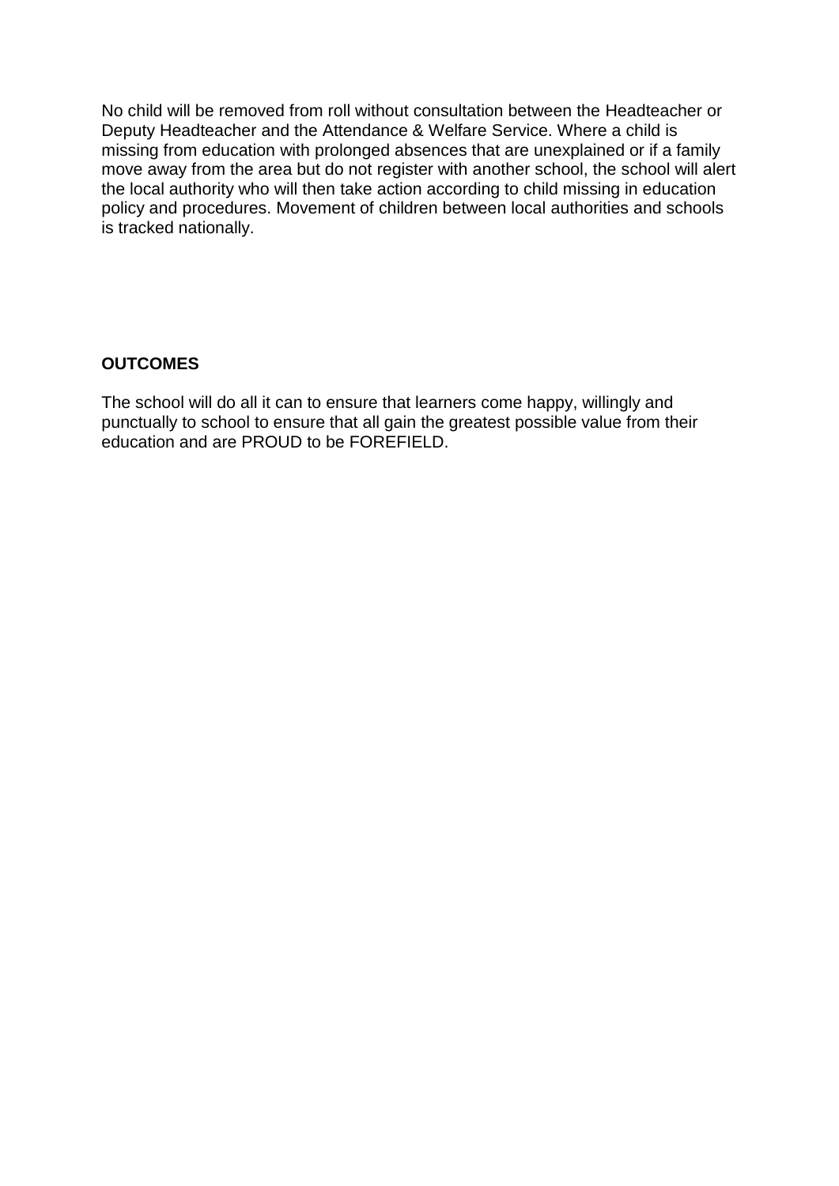No child will be removed from roll without consultation between the Headteacher or Deputy Headteacher and the Attendance & Welfare Service. Where a child is missing from education with prolonged absences that are unexplained or if a family move away from the area but do not register with another school, the school will alert the local authority who will then take action according to child missing in education policy and procedures. Movement of children between local authorities and schools is tracked nationally.

**OUTCOMES**

The school will do all it can to ensure that learners come happy, willingly and punctually to school to ensure that all gain the greatest possible value from their education and are PROUD to be FOREFIELD.